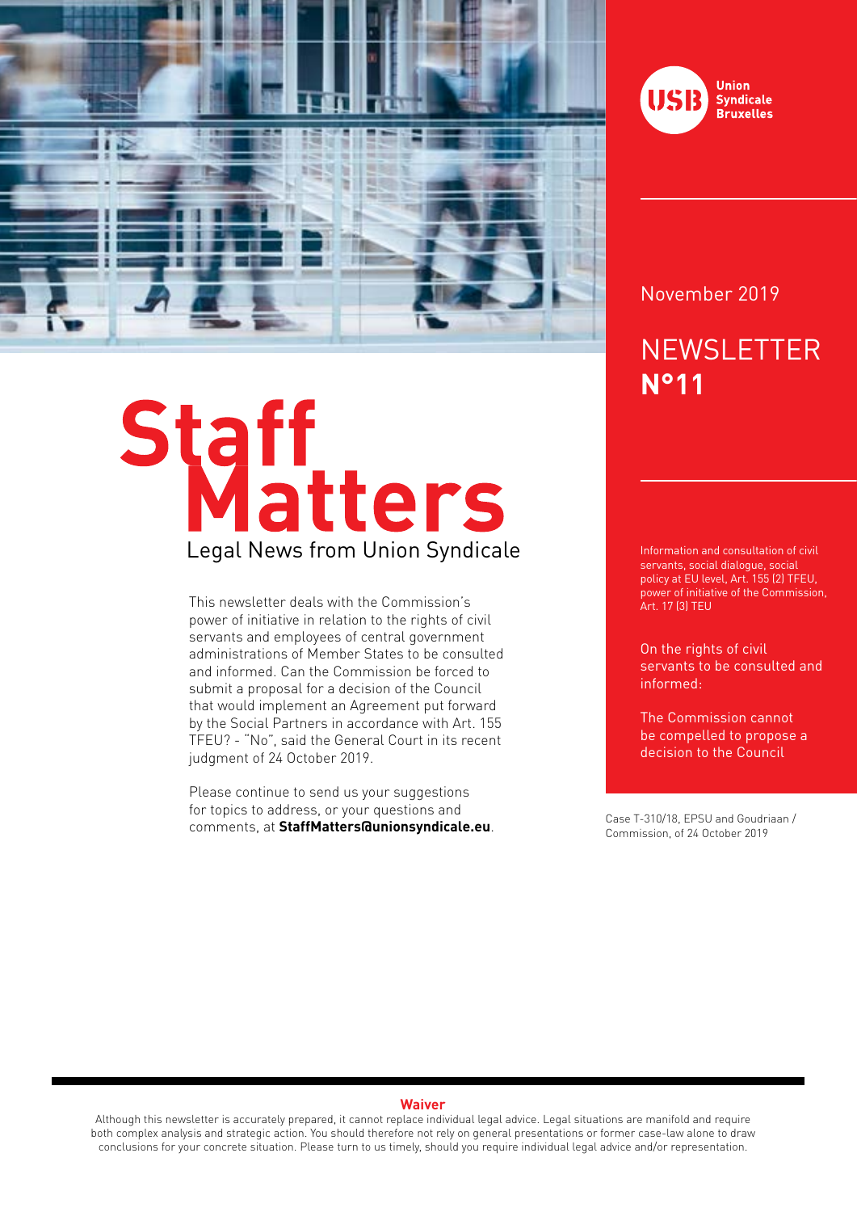Union Syndicale Bruxelles

November 2019

# NEWSLETTER **N°11**

# Staff Matters

## Legal News from Union Syndicale

This newsletter deals with the Commission's power of initiative in relation to the rights of civil servants and employees of central government administrations of Member States to be consulted and informed. Can the Commission be forced to submit a proposal for a decision of the Council that would implement an Agreement put forward by the Social Partners in accordance with Art. 155 TFEU? - "No", said the General Court in its recent judgment of 24 October 2019.

Please continue to send us your suggestions for topics to address, or your questions and comments, at **StaffMatters@unionsyndicale.eu**.

Information and consultation of civil servants, social dialogue, social policy at EU level, Art. 155 (2) TFEU, power of initiative of the Commission, Art. 17 (3) TEU

On the rights of civil servants to be consulted and informed:

The Commission cannot be compelled to propose a decision to the Council

Case T-310/18, EPSU and Goudriaan / Commission, of 24 October 2019

**Waiver**

Although this newsletter is accurately prepared, it cannot replace individual legal advice. Legal situations are manifold and require both complex analysis and strategic action. You should therefore not rely on general presentations or former case-law alone to draw conclusions for your concrete situation. Please turn to us timely, should you require individual legal advice and/or representation.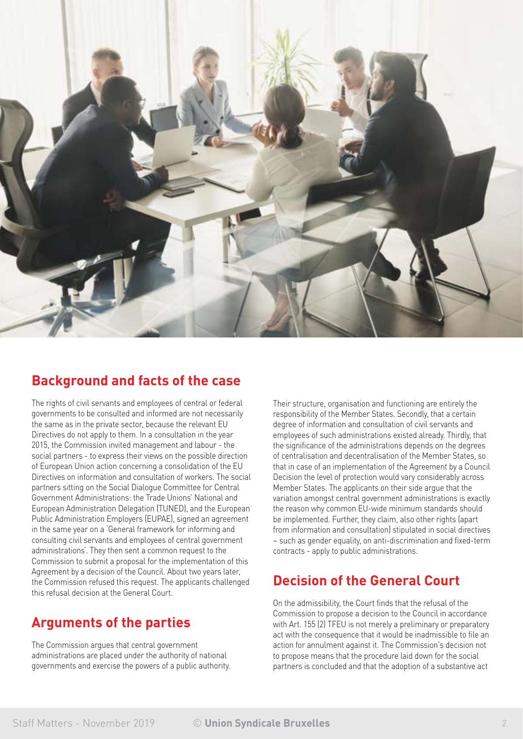## Background and facts of the case

The rights of civil servants and employees of central or federal governments to be consulted and informed are not necessarily the same as in the private sector, because the relevant EU Directives do not apply to them. In a consultation in the year 2015, the Commission invited management and labour - the social partners - to express their views on the possible direction of European Union action concerning a consolidation of the EU Directives on information and consultation of workers. The social partners sitting on the Social Dialogue Committee for Central Government Administrations: the Trade Unions' National and European Administration Delegation (TUNED), and the European Public Administration Employers (EUPAE), signed an agreement in the same year on a 'General framework for informing and consulting civil servants and employees of central government administrations'. They then sent a common request to the Commission to submit a proposal for the implementation of this Agreement by a decision of the Council. About two years later, the Commission refused this request. The applicants challenged this refusal decision at the General Court.

## Arguments of the parties

The Commission argues that central government administrations are placed under the authority of national governments and exercise the powers of a public authority. Their structure, organisation and functioning are entirely the responsibility of the Member States. Secondly, that a certain degree of information and consultation of civil servants and employees of such administrations existed already. Thirdly, that the significance of the administrations depends on the degrees of centralisation and decentralisation of the Member States, so that in case of an implementation of the Agreement by a Council Decision the level of protection would vary considerably across Member States. The applicants on their side argue that the variation amongst central government administrations is exactly the reason why common EU-wide minimum standards should be implemented. Further, they claim, also other rights (apart from information and consultation) stipulated in social directives – such as gender equality, on anti-discrimination and fixed-term contracts - apply to public administrations.

## Decision of the General Court

On the admissibility, the Court finds that the refusal of the Commission to propose a decision to the Council in accordance with Art. 155 (2) TFEU is not merely a preliminary or preparatory act with the consequence that it would be inadmissible to file an action for annulment against it. The Commission's decision not to propose means that the procedure laid down for the social partners is concluded and that the adoption of a substantive act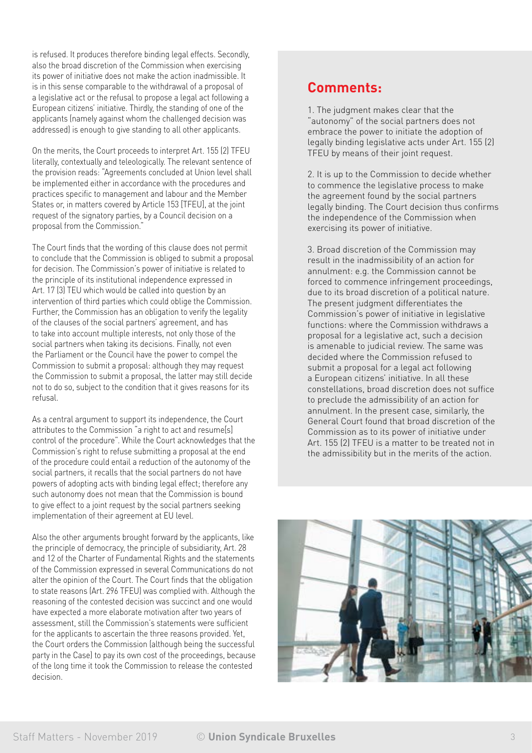is refused. It produces therefore binding legal effects. Secondly, also the broad discretion of the Commission when exercising its power of initiative does not make the action inadmissible. It is in this sense comparable to the withdrawal of a proposal of a legislative act or the refusal to propose a legal act following a European citizens' initiative. Thirdly, the standing of one of the applicants (namely against whom the challenged decision was addressed) is enough to give standing to all other applicants.

On the merits, the Court proceeds to interpret Art. 155 (2) TFEU literally, contextually and teleologically. The relevant sentence of the provision reads: "Agreements concluded at Union level shall be implemented either in accordance with the procedures and practices specific to management and labour and the Member States or, in matters covered by Article 153 [TFEU], at the joint request of the signatory parties, by a Council decision on a proposal from the Commission."

The Court finds that the wording of this clause does not permit to conclude that the Commission is obliged to submit a proposal for decision. The Commission's power of initiative is related to the principle of its institutional independence expressed in Art. 17 (3) TEU which would be called into question by an intervention of third parties which could oblige the Commission. Further, the Commission has an obligation to verify the legality of the clauses of the social partners' agreement, and has to take into account multiple interests, not only those of the social partners when taking its decisions. Finally, not even the Parliament or the Council have the power to compel the Commission to submit a proposal: although they may request the Commission to submit a proposal, the latter may still decide not to do so, subject to the condition that it gives reasons for its refusal.

As a central argument to support its independence, the Court attributes to the Commission "a right to act and resume[s] control of the procedure". While the Court acknowledges that the Commission's right to refuse submitting a proposal at the end of the procedure could entail a reduction of the autonomy of the social partners, it recalls that the social partners do not have powers of adopting acts with binding legal effect; therefore any such autonomy does not mean that the Commission is bound to give effect to a joint request by the social partners seeking implementation of their agreement at EU level.

Also the other arguments brought forward by the applicants, like the principle of democracy, the principle of subsidiarity, Art. 28 and 12 of the Charter of Fundamental Rights and the statements of the Commission expressed in several Communications do not alter the opinion of the Court. The Court finds that the obligation to state reasons (Art. 296 TFEU) was complied with. Although the reasoning of the contested decision was succinct and one would have expected a more elaborate motivation after two years of assessment, still the Commission's statements were sufficient for the applicants to ascertain the three reasons provided. Yet, the Court orders the Commission (although being the successful party in the Case) to pay its own cost of the proceedings, because of the long time it took the Commission to release the contested decision.

## Comments:

1. The judgment makes clear that the "autonomy" of the social partners does not embrace the power to initiate the adoption of legally binding legislative acts under Art. 155 (2) TFEU by means of their joint request.

2. It is up to the Commission to decide whether to commence the legislative process to make the agreement found by the social partners legally binding. The Court decision thus confirms the independence of the Commission when exercising its power of initiative.

3. Broad discretion of the Commission may result in the inadmissibility of an action for annulment: e.g. the Commission cannot be forced to commence infringement proceedings, due to its broad discretion of a political nature. The present judgment differentiates the Commission's power of initiative in legislative functions: where the Commission withdraws a proposal for a legislative act, such a decision is amenable to judicial review. The same was decided where the Commission refused to submit a proposal for a legal act following a European citizens' initiative. In all these constellations, broad discretion does not suffice to preclude the admissibility of an action for annulment. In the present case, similarly, the General Court found that broad discretion of the Commission as to its power of initiative under Art. 155 (2) TFEU is a matter to be treated not in the admissibility but in the merits of the action.